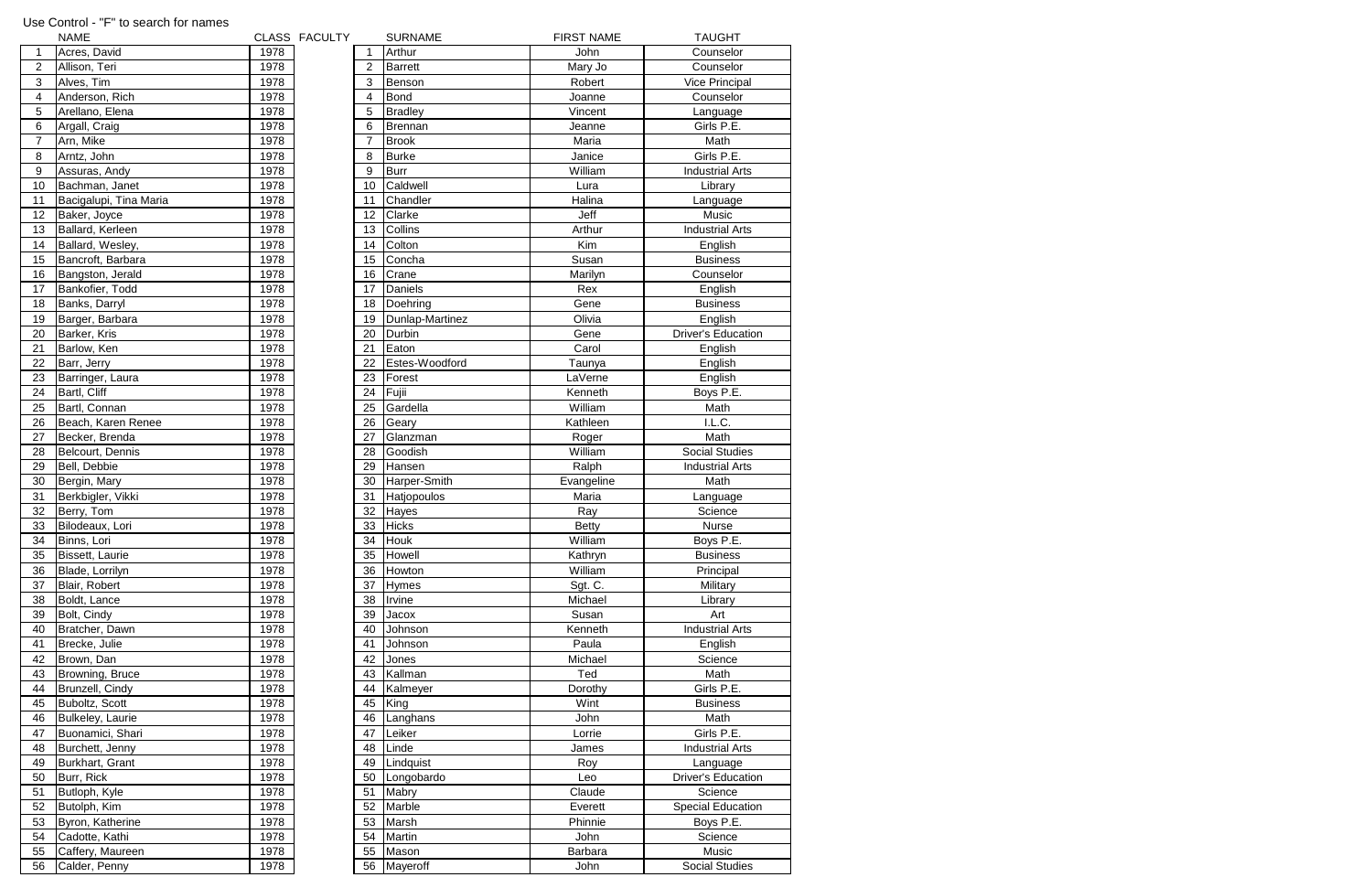Use Control - "F" to search for names

| | NAME | CLASS | FACULTY | | SURNAME | FIRST NAME | TAUGHT |
|---|---|---|---|---|---|---|---|
| 1 | Acres, David | 1978 | | 1 | Arthur | John | Counselor |
| 2 | Allison, Teri | 1978 | | 2 | Barrett | Mary Jo | Counselor |
| 3 | Alves, Tim | 1978 | | 3 | Benson | Robert | Vice Principal |
| 4 | Anderson, Rich | 1978 | | 4 | Bond | Joanne | Counselor |
| 5 | Arellano, Elena | 1978 | | 5 | Bradley | Vincent | Language |
| 6 | Argall, Craig | 1978 | | 6 | Brennan | Jeanne | Girls P.E. |
| 7 | Arn, Mike | 1978 | | 7 | Brook | Maria | Math |
| 8 | Arntz, John | 1978 | | 8 | Burke | Janice | Girls P.E. |
| 9 | Assuras, Andy | 1978 | | 9 | Burr | William | Industrial Arts |
| 10 | Bachman, Janet | 1978 | | 10 | Caldwell | Lura | Library |
| 11 | Bacigalupi, Tina Maria | 1978 | | 11 | Chandler | Halina | Language |
| 12 | Baker, Joyce | 1978 | | 12 | Clarke | Jeff | Music |
| 13 | Ballard, Kerleen | 1978 | | 13 | Collins | Arthur | Industrial Arts |
| 14 | Ballard, Wesley, | 1978 | | 14 | Colton | Kim | English |
| 15 | Bancroft, Barbara | 1978 | | 15 | Concha | Susan | Business |
| 16 | Bangston, Jerald | 1978 | | 16 | Crane | Marilyn | Counselor |
| 17 | Bankofier, Todd | 1978 | | 17 | Daniels | Rex | English |
| 18 | Banks, Darryl | 1978 | | 18 | Doehring | Gene | Business |
| 19 | Barger, Barbara | 1978 | | 19 | Dunlap-Martinez | Olivia | English |
| 20 | Barker, Kris | 1978 | | 20 | Durbin | Gene | Driver's Education |
| 21 | Barlow, Ken | 1978 | | 21 | Eaton | Carol | English |
| 22 | Barr, Jerry | 1978 | | 22 | Estes-Woodford | Taunya | English |
| 23 | Barringer, Laura | 1978 | | 23 | Forest | LaVerne | English |
| 24 | Bartl, Cliff | 1978 | | 24 | Fujii | Kenneth | Boys P.E. |
| 25 | Bartl, Connan | 1978 | | 25 | Gardella | William | Math |
| 26 | Beach, Karen Renee | 1978 | | 26 | Geary | Kathleen | I.L.C. |
| 27 | Becker, Brenda | 1978 | | 27 | Glanzman | Roger | Math |
| 28 | Belcourt, Dennis | 1978 | | 28 | Goodish | William | Social Studies |
| 29 | Bell, Debbie | 1978 | | 29 | Hansen | Ralph | Industrial Arts |
| 30 | Bergin, Mary | 1978 | | 30 | Harper-Smith | Evangeline | Math |
| 31 | Berkbigler, Vikki | 1978 | | 31 | Hatjopoulos | Maria | Language |
| 32 | Berry, Tom | 1978 | | 32 | Hayes | Ray | Science |
| 33 | Bilodeaux, Lori | 1978 | | 33 | Hicks | Betty | Nurse |
| 34 | Binns, Lori | 1978 | | 34 | Houk | William | Boys P.E. |
| 35 | Bissett, Laurie | 1978 | | 35 | Howell | Kathryn | Business |
| 36 | Blade, Lorrilyn | 1978 | | 36 | Howton | William | Principal |
| 37 | Blair, Robert | 1978 | | 37 | Hymes | Sgt. C. | Military |
| 38 | Boldt, Lance | 1978 | | 38 | Irvine | Michael | Library |
| 39 | Bolt, Cindy | 1978 | | 39 | Jacox | Susan | Art |
| 40 | Bratcher, Dawn | 1978 | | 40 | Johnson | Kenneth | Industrial Arts |
| 41 | Brecke, Julie | 1978 | | 41 | Johnson | Paula | English |
| 42 | Brown, Dan | 1978 | | 42 | Jones | Michael | Science |
| 43 | Browning, Bruce | 1978 | | 43 | Kallman | Ted | Math |
| 44 | Brunzell, Cindy | 1978 | | 44 | Kalmeyer | Dorothy | Girls P.E. |
| 45 | Buboltz, Scott | 1978 | | 45 | King | Wint | Business |
| 46 | Bulkeley, Laurie | 1978 | | 46 | Langhans | John | Math |
| 47 | Buonamici, Shari | 1978 | | 47 | Leiker | Lorrie | Girls P.E. |
| 48 | Burchett, Jenny | 1978 | | 48 | Linde | James | Industrial Arts |
| 49 | Burkhart, Grant | 1978 | | 49 | Lindquist | Roy | Language |
| 50 | Burr, Rick | 1978 | | 50 | Longobardo | Leo | Driver's Education |
| 51 | Butloph, Kyle | 1978 | | 51 | Mabry | Claude | Science |
| 52 | Butolph, Kim | 1978 | | 52 | Marble | Everett | Special Education |
| 53 | Byron, Katherine | 1978 | | 53 | Marsh | Phinnie | Boys P.E. |
| 54 | Cadotte, Kathi | 1978 | | 54 | Martin | John | Science |
| 55 | Caffery, Maureen | 1978 | | 55 | Mason | Barbara | Music |
| 56 | Calder, Penny | 1978 | | 56 | Mayeroff | John | Social Studies |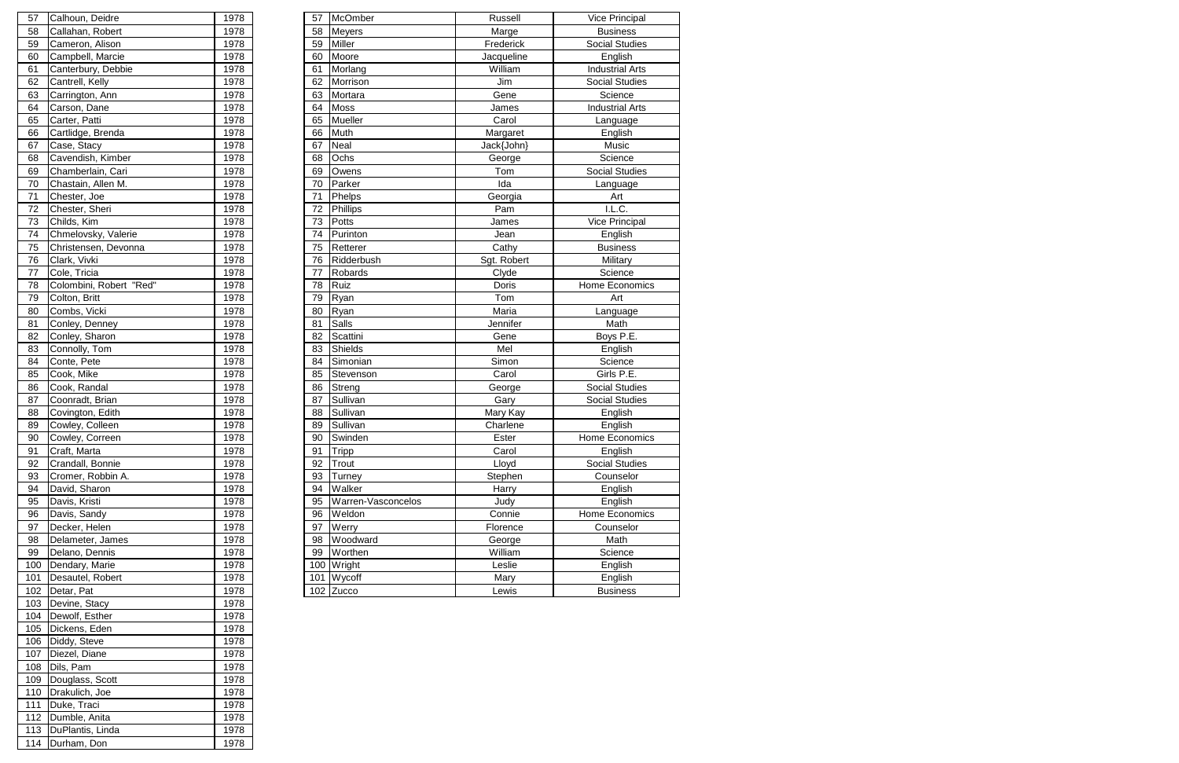| # | Name | Year |
|---|---|---|
| 57 | Calhoun, Deidre | 1978 |
| 58 | Callahan, Robert | 1978 |
| 59 | Cameron, Alison | 1978 |
| 60 | Campbell, Marcie | 1978 |
| 61 | Canterbury, Debbie | 1978 |
| 62 | Cantrell, Kelly | 1978 |
| 63 | Carrington, Ann | 1978 |
| 64 | Carson, Dane | 1978 |
| 65 | Carter, Patti | 1978 |
| 66 | Cartlidge, Brenda | 1978 |
| 67 | Case, Stacy | 1978 |
| 68 | Cavendish, Kimber | 1978 |
| 69 | Chamberlain, Cari | 1978 |
| 70 | Chastain, Allen M. | 1978 |
| 71 | Chester, Joe | 1978 |
| 72 | Chester, Sheri | 1978 |
| 73 | Childs, Kim | 1978 |
| 74 | Chmelovsky, Valerie | 1978 |
| 75 | Christensen, Devonna | 1978 |
| 76 | Clark, Vivki | 1978 |
| 77 | Cole, Tricia | 1978 |
| 78 | Colombini, Robert "Red" | 1978 |
| 79 | Colton, Britt | 1978 |
| 80 | Combs, Vicki | 1978 |
| 81 | Conley, Denney | 1978 |
| 82 | Conley, Sharon | 1978 |
| 83 | Connolly, Tom | 1978 |
| 84 | Conte, Pete | 1978 |
| 85 | Cook, Mike | 1978 |
| 86 | Cook, Randal | 1978 |
| 87 | Coonradt, Brian | 1978 |
| 88 | Covington, Edith | 1978 |
| 89 | Cowley, Colleen | 1978 |
| 90 | Cowley, Correen | 1978 |
| 91 | Craft, Marta | 1978 |
| 92 | Crandall, Bonnie | 1978 |
| 93 | Cromer, Robbin A. | 1978 |
| 94 | David, Sharon | 1978 |
| 95 | Davis, Kristi | 1978 |
| 96 | Davis, Sandy | 1978 |
| 97 | Decker, Helen | 1978 |
| 98 | Delameter, James | 1978 |
| 99 | Delano, Dennis | 1978 |
| 100 | Dendary, Marie | 1978 |
| 101 | Desautel, Robert | 1978 |
| 102 | Detar, Pat | 1978 |
| 103 | Devine, Stacy | 1978 |
| 104 | Dewolf, Esther | 1978 |
| 105 | Dickens, Eden | 1978 |
| 106 | Diddy, Steve | 1978 |
| 107 | Diezel, Diane | 1978 |
| 108 | Dils, Pam | 1978 |
| 109 | Douglass, Scott | 1978 |
| 110 | Drakulich, Joe | 1978 |
| 111 | Duke, Traci | 1978 |
| 112 | Dumble, Anita | 1978 |
| 113 | DuPlantis, Linda | 1978 |
| 114 | Durham, Don | 1978 |

| # | Last Name | First Name | Department |
|---|---|---|---|
| 57 | McOmber | Russell | Vice Principal |
| 58 | Meyers | Marge | Business |
| 59 | Miller | Frederick | Social Studies |
| 60 | Moore | Jacqueline | English |
| 61 | Morlang | William | Industrial Arts |
| 62 | Morrison | Jim | Social Studies |
| 63 | Mortara | Gene | Science |
| 64 | Moss | James | Industrial Arts |
| 65 | Mueller | Carol | Language |
| 66 | Muth | Margaret | English |
| 67 | Neal | Jack{John} | Music |
| 68 | Ochs | George | Science |
| 69 | Owens | Tom | Social Studies |
| 70 | Parker | Ida | Language |
| 71 | Phelps | Georgia | Art |
| 72 | Phillips | Pam | I.L.C. |
| 73 | Potts | James | Vice Principal |
| 74 | Purinton | Jean | English |
| 75 | Retterer | Cathy | Business |
| 76 | Ridderbush | Sgt. Robert | Military |
| 77 | Robards | Clyde | Science |
| 78 | Ruiz | Doris | Home Economics |
| 79 | Ryan | Tom | Art |
| 80 | Ryan | Maria | Language |
| 81 | Salls | Jennifer | Math |
| 82 | Scattini | Gene | Boys P.E. |
| 83 | Shields | Mel | English |
| 84 | Simonian | Simon | Science |
| 85 | Stevenson | Carol | Girls P.E. |
| 86 | Streng | George | Social Studies |
| 87 | Sullivan | Gary | Social Studies |
| 88 | Sullivan | Mary Kay | English |
| 89 | Sullivan | Charlene | English |
| 90 | Swinden | Ester | Home Economics |
| 91 | Tripp | Carol | English |
| 92 | Trout | Lloyd | Social Studies |
| 93 | Turney | Stephen | Counselor |
| 94 | Walker | Harry | English |
| 95 | Warren-Vasconcelos | Judy | English |
| 96 | Weldon | Connie | Home Economics |
| 97 | Werry | Florence | Counselor |
| 98 | Woodward | George | Math |
| 99 | Worthen | William | Science |
| 100 | Wright | Leslie | English |
| 101 | Wycoff | Mary | English |
| 102 | Zucco | Lewis | Business |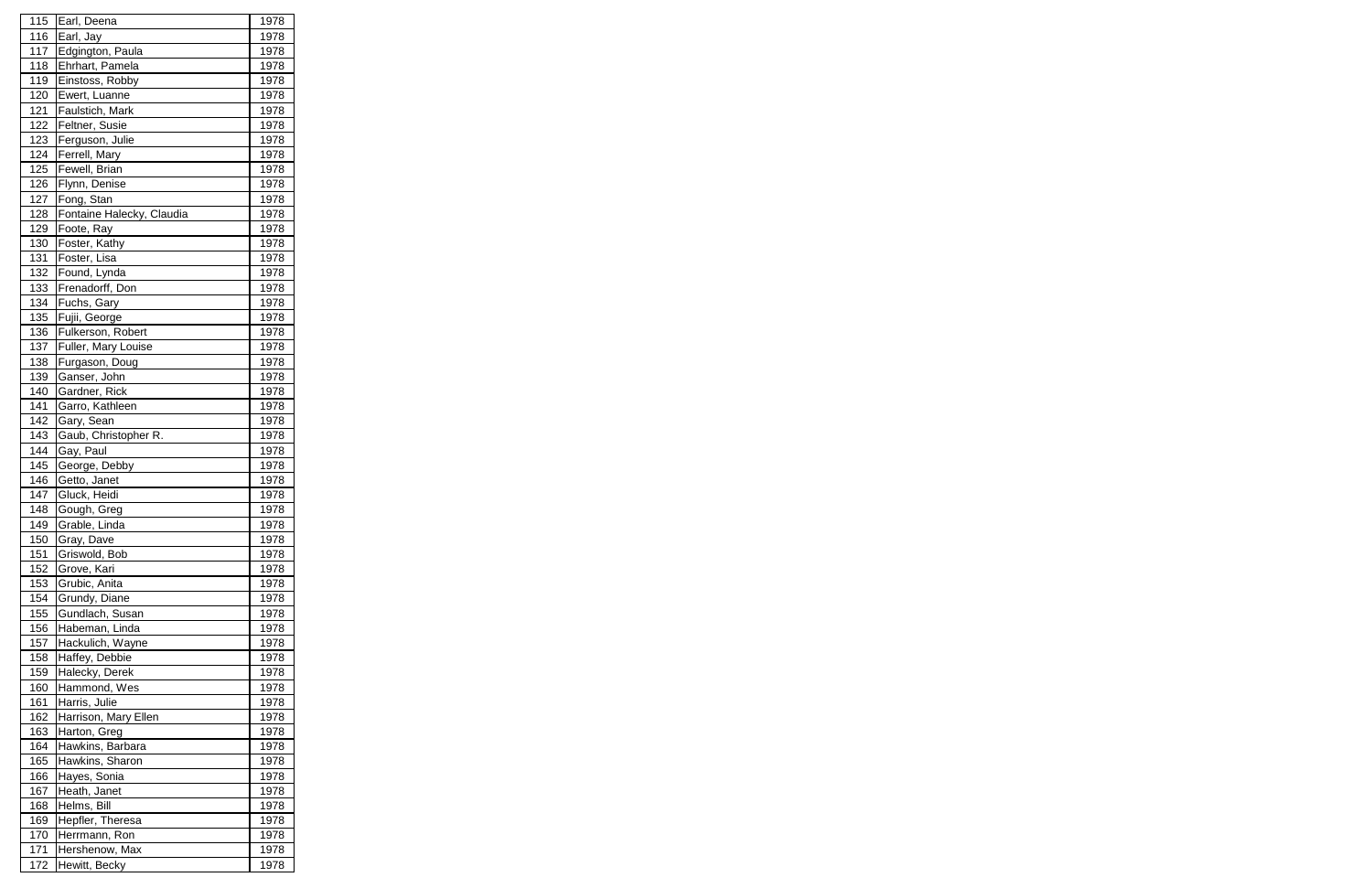| 115 | Earl, Deena | 1978 |
|---|---|---|
| 116 | Earl, Jay | 1978 |
| 117 | Edgington, Paula | 1978 |
| 118 | Ehrhart, Pamela | 1978 |
| 119 | Einstoss, Robby | 1978 |
| 120 | Ewert, Luanne | 1978 |
| 121 | Faulstich, Mark | 1978 |
| 122 | Feltner, Susie | 1978 |
| 123 | Ferguson, Julie | 1978 |
| 124 | Ferrell, Mary | 1978 |
| 125 | Fewell, Brian | 1978 |
| 126 | Flynn, Denise | 1978 |
| 127 | Fong, Stan | 1978 |
| 128 | Fontaine Halecky, Claudia | 1978 |
| 129 | Foote, Ray | 1978 |
| 130 | Foster, Kathy | 1978 |
| 131 | Foster, Lisa | 1978 |
| 132 | Found, Lynda | 1978 |
| 133 | Frenadorff, Don | 1978 |
| 134 | Fuchs, Gary | 1978 |
| 135 | Fujii, George | 1978 |
| 136 | Fulkerson, Robert | 1978 |
| 137 | Fuller, Mary Louise | 1978 |
| 138 | Furgason, Doug | 1978 |
| 139 | Ganser, John | 1978 |
| 140 | Gardner, Rick | 1978 |
| 141 | Garro, Kathleen | 1978 |
| 142 | Gary, Sean | 1978 |
| 143 | Gaub, Christopher R. | 1978 |
| 144 | Gay, Paul | 1978 |
| 145 | George, Debby | 1978 |
| 146 | Getto, Janet | 1978 |
| 147 | Gluck, Heidi | 1978 |
| 148 | Gough, Greg | 1978 |
| 149 | Grable, Linda | 1978 |
| 150 | Gray, Dave | 1978 |
| 151 | Griswold, Bob | 1978 |
| 152 | Grove, Kari | 1978 |
| 153 | Grubic, Anita | 1978 |
| 154 | Grundy, Diane | 1978 |
| 155 | Gundlach, Susan | 1978 |
| 156 | Habeman, Linda | 1978 |
| 157 | Hackulich, Wayne | 1978 |
| 158 | Haffey, Debbie | 1978 |
| 159 | Halecky, Derek | 1978 |
| 160 | Hammond, Wes | 1978 |
| 161 | Harris, Julie | 1978 |
| 162 | Harrison, Mary Ellen | 1978 |
| 163 | Harton, Greg | 1978 |
| 164 | Hawkins, Barbara | 1978 |
| 165 | Hawkins, Sharon | 1978 |
| 166 | Hayes, Sonia | 1978 |
| 167 | Heath, Janet | 1978 |
| 168 | Helms, Bill | 1978 |
| 169 | Hepfler, Theresa | 1978 |
| 170 | Herrmann, Ron | 1978 |
| 171 | Hershenow, Max | 1978 |
| 172 | Hewitt, Becky | 1978 |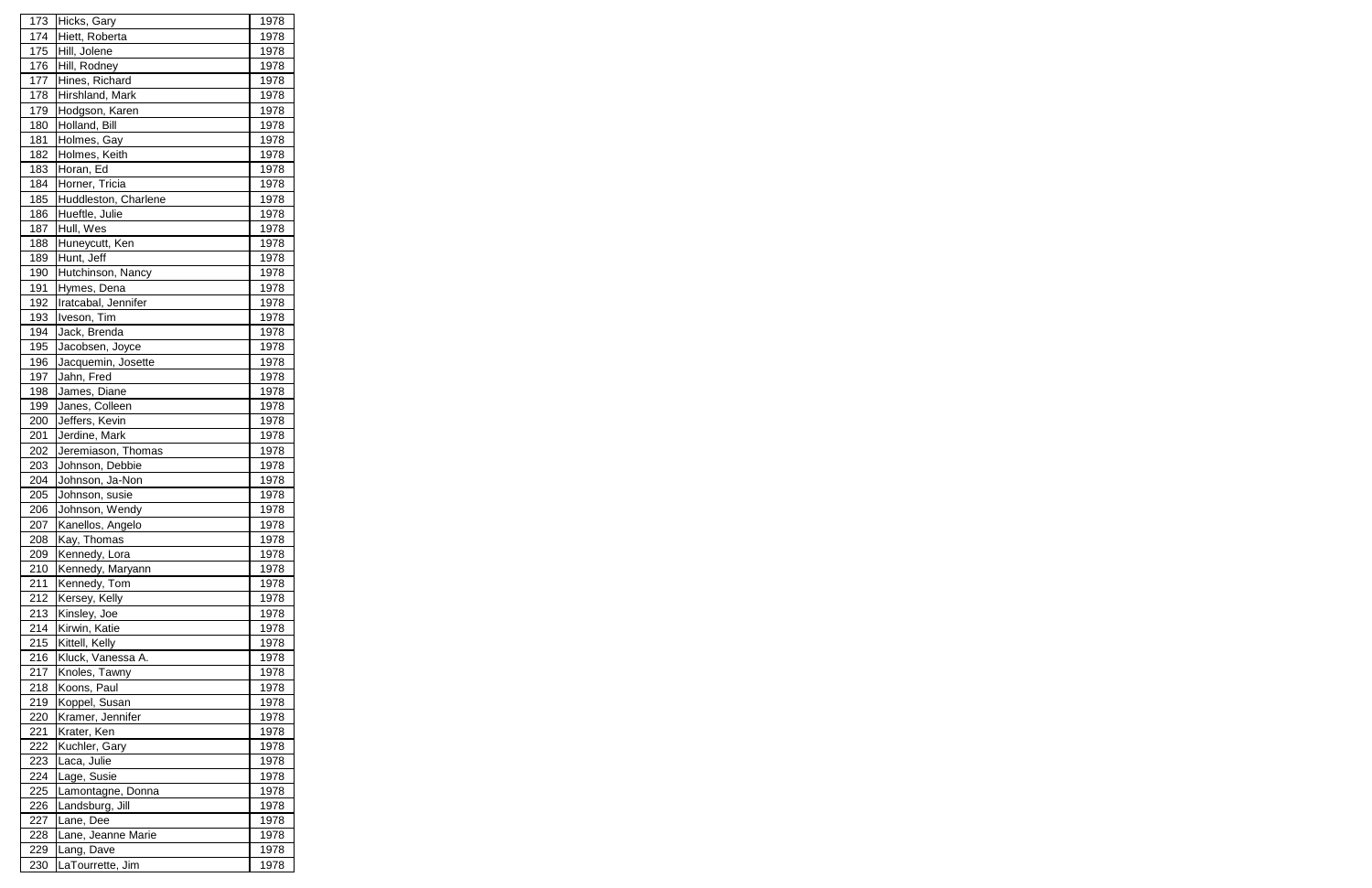| | | |
|---|---|---|
| 173 | Hicks, Gary | 1978 |
| 174 | Hiett, Roberta | 1978 |
| 175 | Hill, Jolene | 1978 |
| 176 | Hill, Rodney | 1978 |
| 177 | Hines, Richard | 1978 |
| 178 | Hirshland, Mark | 1978 |
| 179 | Hodgson, Karen | 1978 |
| 180 | Holland, Bill | 1978 |
| 181 | Holmes, Gay | 1978 |
| 182 | Holmes, Keith | 1978 |
| 183 | Horan, Ed | 1978 |
| 184 | Horner, Tricia | 1978 |
| 185 | Huddleston, Charlene | 1978 |
| 186 | Hueftle, Julie | 1978 |
| 187 | Hull, Wes | 1978 |
| 188 | Huneycutt, Ken | 1978 |
| 189 | Hunt, Jeff | 1978 |
| 190 | Hutchinson, Nancy | 1978 |
| 191 | Hymes, Dena | 1978 |
| 192 | Iratcabal, Jennifer | 1978 |
| 193 | Iveson, Tim | 1978 |
| 194 | Jack, Brenda | 1978 |
| 195 | Jacobsen, Joyce | 1978 |
| 196 | Jacquemin, Josette | 1978 |
| 197 | Jahn, Fred | 1978 |
| 198 | James, Diane | 1978 |
| 199 | Janes, Colleen | 1978 |
| 200 | Jeffers, Kevin | 1978 |
| 201 | Jerdine, Mark | 1978 |
| 202 | Jeremiason, Thomas | 1978 |
| 203 | Johnson, Debbie | 1978 |
| 204 | Johnson, Ja-Non | 1978 |
| 205 | Johnson, susie | 1978 |
| 206 | Johnson, Wendy | 1978 |
| 207 | Kanellos, Angelo | 1978 |
| 208 | Kay, Thomas | 1978 |
| 209 | Kennedy, Lora | 1978 |
| 210 | Kennedy, Maryann | 1978 |
| 211 | Kennedy, Tom | 1978 |
| 212 | Kersey, Kelly | 1978 |
| 213 | Kinsley, Joe | 1978 |
| 214 | Kirwin, Katie | 1978 |
| 215 | Kittell, Kelly | 1978 |
| 216 | Kluck, Vanessa A. | 1978 |
| 217 | Knoles, Tawny | 1978 |
| 218 | Koons, Paul | 1978 |
| 219 | Koppel, Susan | 1978 |
| 220 | Kramer, Jennifer | 1978 |
| 221 | Krater, Ken | 1978 |
| 222 | Kuchler, Gary | 1978 |
| 223 | Laca, Julie | 1978 |
| 224 | Lage, Susie | 1978 |
| 225 | Lamontagne, Donna | 1978 |
| 226 | Landsburg, Jill | 1978 |
| 227 | Lane, Dee | 1978 |
| 228 | Lane, Jeanne Marie | 1978 |
| 229 | Lang, Dave | 1978 |
| 230 | LaTourrette, Jim | 1978 |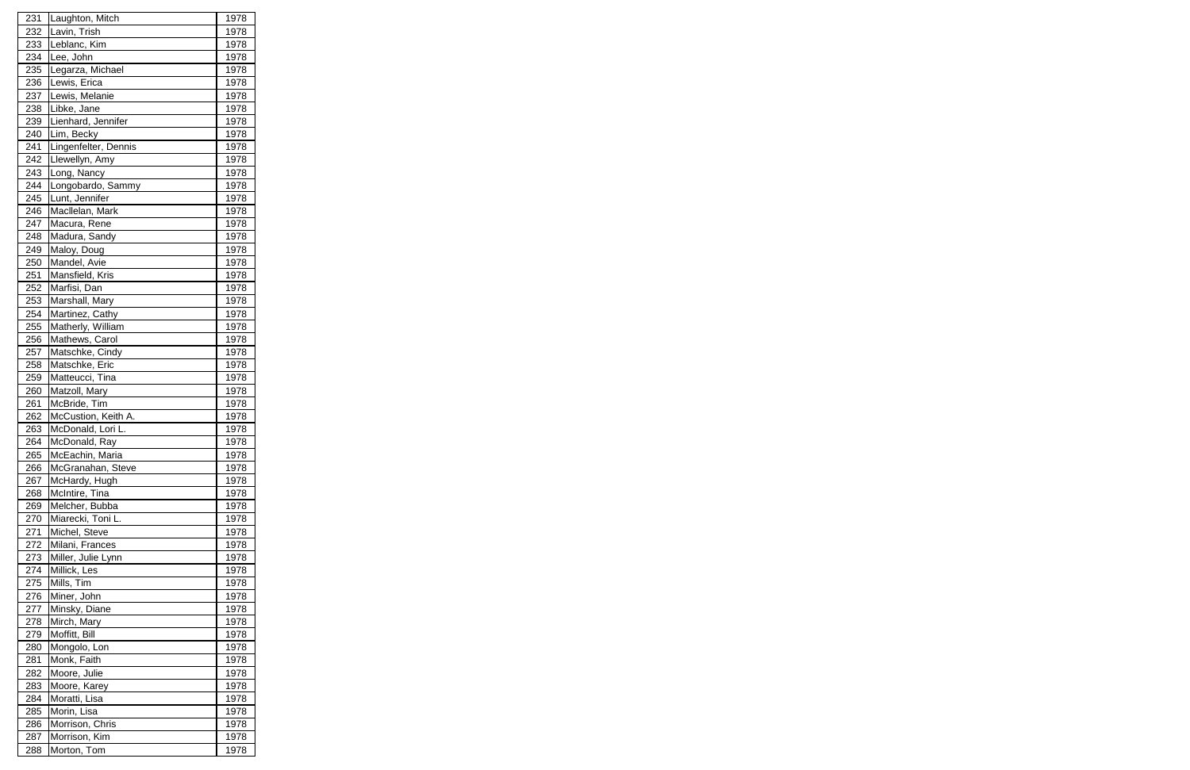| | | |
|---|---|---|
| 231 | Laughton, Mitch | 1978 |
| 232 | Lavin, Trish | 1978 |
| 233 | Leblanc, Kim | 1978 |
| 234 | Lee, John | 1978 |
| 235 | Legarza, Michael | 1978 |
| 236 | Lewis, Erica | 1978 |
| 237 | Lewis, Melanie | 1978 |
| 238 | Libke, Jane | 1978 |
| 239 | Lienhard, Jennifer | 1978 |
| 240 | Lim, Becky | 1978 |
| 241 | Lingenfelter, Dennis | 1978 |
| 242 | Llewellyn, Amy | 1978 |
| 243 | Long, Nancy | 1978 |
| 244 | Longobardo, Sammy | 1978 |
| 245 | Lunt, Jennifer | 1978 |
| 246 | Macllelan, Mark | 1978 |
| 247 | Macura, Rene | 1978 |
| 248 | Madura, Sandy | 1978 |
| 249 | Maloy, Doug | 1978 |
| 250 | Mandel, Avie | 1978 |
| 251 | Mansfield, Kris | 1978 |
| 252 | Marfisi, Dan | 1978 |
| 253 | Marshall, Mary | 1978 |
| 254 | Martinez, Cathy | 1978 |
| 255 | Matherly, William | 1978 |
| 256 | Mathews, Carol | 1978 |
| 257 | Matschke, Cindy | 1978 |
| 258 | Matschke, Eric | 1978 |
| 259 | Matteucci, Tina | 1978 |
| 260 | Matzoll, Mary | 1978 |
| 261 | McBride, Tim | 1978 |
| 262 | McCustion, Keith A. | 1978 |
| 263 | McDonald, Lori L. | 1978 |
| 264 | McDonald, Ray | 1978 |
| 265 | McEachin, Maria | 1978 |
| 266 | McGranahan, Steve | 1978 |
| 267 | McHardy, Hugh | 1978 |
| 268 | McIntire, Tina | 1978 |
| 269 | Melcher, Bubba | 1978 |
| 270 | Miarecki, Toni L. | 1978 |
| 271 | Michel, Steve | 1978 |
| 272 | Milani, Frances | 1978 |
| 273 | Miller, Julie Lynn | 1978 |
| 274 | Millick, Les | 1978 |
| 275 | Mills, Tim | 1978 |
| 276 | Miner, John | 1978 |
| 277 | Minsky, Diane | 1978 |
| 278 | Mirch, Mary | 1978 |
| 279 | Moffitt, Bill | 1978 |
| 280 | Mongolo, Lon | 1978 |
| 281 | Monk, Faith | 1978 |
| 282 | Moore, Julie | 1978 |
| 283 | Moore, Karey | 1978 |
| 284 | Moratti, Lisa | 1978 |
| 285 | Morin, Lisa | 1978 |
| 286 | Morrison, Chris | 1978 |
| 287 | Morrison, Kim | 1978 |
| 288 | Morton, Tom | 1978 |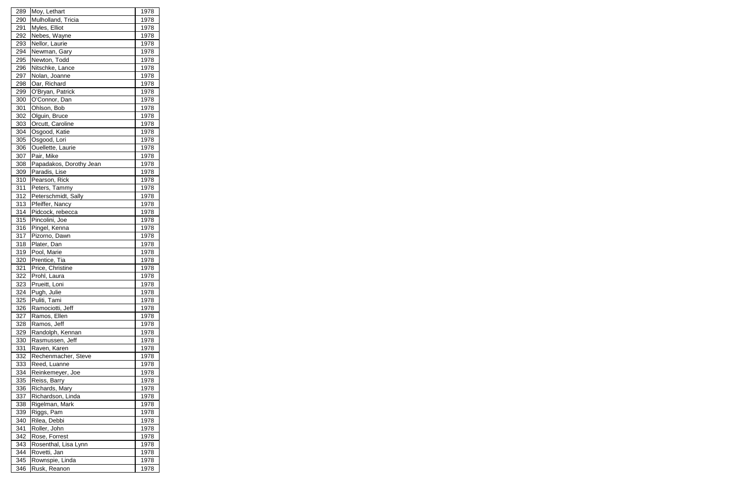| 289 | Moy, Lethart | 1978 |
|---|---|---|
| 290 | Mulholland, Tricia | 1978 |
| 291 | Myles, Elliot | 1978 |
| 292 | Nebes, Wayne | 1978 |
| 293 | Nellor, Laurie | 1978 |
| 294 | Newman, Gary | 1978 |
| 295 | Newton, Todd | 1978 |
| 296 | Nitschke, Lance | 1978 |
| 297 | Nolan, Joanne | 1978 |
| 298 | Oar, Richard | 1978 |
| 299 | O'Bryan, Patrick | 1978 |
| 300 | O'Connor, Dan | 1978 |
| 301 | Ohlson, Bob | 1978 |
| 302 | Olguin, Bruce | 1978 |
| 303 | Orcutt, Caroline | 1978 |
| 304 | Osgood, Katie | 1978 |
| 305 | Osgood, Lori | 1978 |
| 306 | Ouellette, Laurie | 1978 |
| 307 | Pair, Mike | 1978 |
| 308 | Papadakos, Dorothy Jean | 1978 |
| 309 | Paradis, Lise | 1978 |
| 310 | Pearson, Rick | 1978 |
| 311 | Peters, Tammy | 1978 |
| 312 | Peterschmidt, Sally | 1978 |
| 313 | Pfeiffer, Nancy | 1978 |
| 314 | Pidcock, rebecca | 1978 |
| 315 | Pincolini, Joe | 1978 |
| 316 | Pingel, Kenna | 1978 |
| 317 | Pizorno, Dawn | 1978 |
| 318 | Plater, Dan | 1978 |
| 319 | Pool, Marie | 1978 |
| 320 | Prentice, Tia | 1978 |
| 321 | Price, Christine | 1978 |
| 322 | Prohl, Laura | 1978 |
| 323 | Prueitt, Loni | 1978 |
| 324 | Pugh, Julie | 1978 |
| 325 | Puliti, Tami | 1978 |
| 326 | Ramociotti, Jeff | 1978 |
| 327 | Ramos, Ellen | 1978 |
| 328 | Ramos, Jeff | 1978 |
| 329 | Randolph, Kennan | 1978 |
| 330 | Rasmussen, Jeff | 1978 |
| 331 | Raven, Karen | 1978 |
| 332 | Rechenmacher, Steve | 1978 |
| 333 | Reed, Luanne | 1978 |
| 334 | Reinkemeyer, Joe | 1978 |
| 335 | Reiss, Barry | 1978 |
| 336 | Richards, Mary | 1978 |
| 337 | Richardson, Linda | 1978 |
| 338 | Rigelman, Mark | 1978 |
| 339 | Riggs, Pam | 1978 |
| 340 | Rilea, Debbi | 1978 |
| 341 | Roller, John | 1978 |
| 342 | Rose, Forrest | 1978 |
| 343 | Rosenthal, Lisa Lynn | 1978 |
| 344 | Rovetti, Jan | 1978 |
| 345 | Rownspie, Linda | 1978 |
| 346 | Rusk, Reanon | 1978 |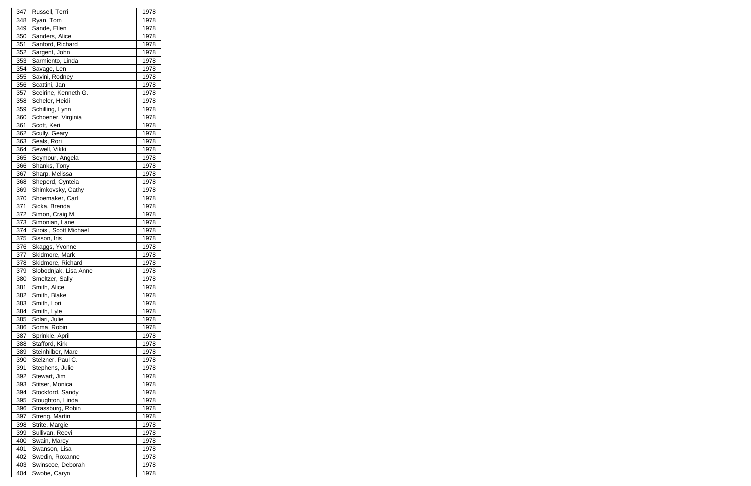| 347 | Russell, Terri | 1978 |
|---|---|---|
| 348 | Ryan, Tom | 1978 |
| 349 | Sande, Ellen | 1978 |
| 350 | Sanders, Alice | 1978 |
| 351 | Sanford, Richard | 1978 |
| 352 | Sargent, John | 1978 |
| 353 | Sarmiento, Linda | 1978 |
| 354 | Savage, Len | 1978 |
| 355 | Savini, Rodney | 1978 |
| 356 | Scattini, Jan | 1978 |
| 357 | Sceirine, Kenneth G. | 1978 |
| 358 | Scheler, Heidi | 1978 |
| 359 | Schilling, Lynn | 1978 |
| 360 | Schoener, Virginia | 1978 |
| 361 | Scott, Keri | 1978 |
| 362 | Scully, Geary | 1978 |
| 363 | Seals, Rori | 1978 |
| 364 | Sewell, Vikki | 1978 |
| 365 | Seymour, Angela | 1978 |
| 366 | Shanks, Tony | 1978 |
| 367 | Sharp, Melissa | 1978 |
| 368 | Sheperd, Cynteia | 1978 |
| 369 | Shimkovsky, Cathy | 1978 |
| 370 | Shoemaker, Carl | 1978 |
| 371 | Sicka, Brenda | 1978 |
| 372 | Simon, Craig M. | 1978 |
| 373 | Simonian, Lane | 1978 |
| 374 | Sirois , Scott Michael | 1978 |
| 375 | Sisson, Iris | 1978 |
| 376 | Skaggs, Yvonne | 1978 |
| 377 | Skidmore, Mark | 1978 |
| 378 | Skidmore, Richard | 1978 |
| 379 | Slobodnjak, Lisa Anne | 1978 |
| 380 | Smeltzer, Sally | 1978 |
| 381 | Smith, Alice | 1978 |
| 382 | Smith, Blake | 1978 |
| 383 | Smith, Lori | 1978 |
| 384 | Smith, Lyle | 1978 |
| 385 | Solari, Julie | 1978 |
| 386 | Soma, Robin | 1978 |
| 387 | Sprinkle, April | 1978 |
| 388 | Stafford, Kirk | 1978 |
| 389 | Steinhilber, Marc | 1978 |
| 390 | Stelzner, Paul C. | 1978 |
| 391 | Stephens, Julie | 1978 |
| 392 | Stewart, Jim | 1978 |
| 393 | Stitser, Monica | 1978 |
| 394 | Stockford, Sandy | 1978 |
| 395 | Stoughton, Linda | 1978 |
| 396 | Strassburg, Robin | 1978 |
| 397 | Streng, Martin | 1978 |
| 398 | Strite, Margie | 1978 |
| 399 | Sullivan, Reevi | 1978 |
| 400 | Swain, Marcy | 1978 |
| 401 | Swanson, Lisa | 1978 |
| 402 | Swedin, Roxanne | 1978 |
| 403 | Swinscoe, Deborah | 1978 |
| 404 | Swobe, Caryn | 1978 |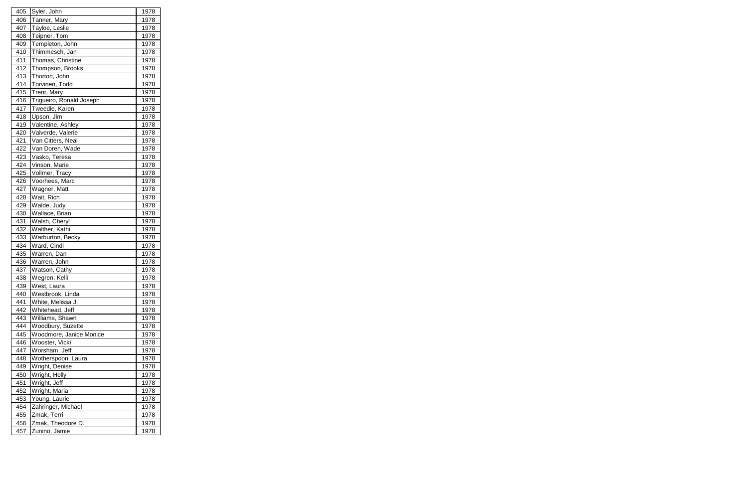| | | |
|---|---|---|
| 405 | Syler, John | 1978 |
| 406 | Tanner, Mary | 1978 |
| 407 | Tayloe, Leslie | 1978 |
| 408 | Teipner, Tom | 1978 |
| 409 | Templeton, John | 1978 |
| 410 | Thimmesch, Jan | 1978 |
| 411 | Thomas, Christine | 1978 |
| 412 | Thompson, Brooks | 1978 |
| 413 | Thorton, John | 1978 |
| 414 | Torvinen, Todd | 1978 |
| 415 | Trent, Mary | 1978 |
| 416 | Trigueiro, Ronald Joseph | 1978 |
| 417 | Tweedie, Karen | 1978 |
| 418 | Upson, Jim | 1978 |
| 419 | Valentine, Ashley | 1978 |
| 420 | Valverde, Valerie | 1978 |
| 421 | Van Citters, Neal | 1978 |
| 422 | Van Doren, Wade | 1978 |
| 423 | Vasko, Teresa | 1978 |
| 424 | Vinson, Marie | 1978 |
| 425 | Vollmer, Tracy | 1978 |
| 426 | Voorhees, Marc | 1978 |
| 427 | Wagner, Matt | 1978 |
| 428 | Wait, Rich | 1978 |
| 429 | Walde, Judy | 1978 |
| 430 | Wallace, Brian | 1978 |
| 431 | Walsh, Cheryl | 1978 |
| 432 | Walther, Kathi | 1978 |
| 433 | Warburton, Becky | 1978 |
| 434 | Ward, Cindi | 1978 |
| 435 | Warren, Dan | 1978 |
| 436 | Warren, John | 1978 |
| 437 | Watson, Cathy | 1978 |
| 438 | Wegren, Kelli | 1978 |
| 439 | West, Laura | 1978 |
| 440 | Westbrook, Linda | 1978 |
| 441 | White, Melissa J. | 1978 |
| 442 | Whitehead, Jeff | 1978 |
| 443 | Williams, Shawn | 1978 |
| 444 | Woodbury, Suzette | 1978 |
| 445 | Woodmore, Janice Monice | 1978 |
| 446 | Wooster, Vicki | 1978 |
| 447 | Worsham, Jeff | 1978 |
| 448 | Wotherspoon, Laura | 1978 |
| 449 | Wright, Denise | 1978 |
| 450 | Wright, Holly | 1978 |
| 451 | Wright, Jeff | 1978 |
| 452 | Wright, Maria | 1978 |
| 453 | Young, Laurie | 1978 |
| 454 | Zahringer, Michael | 1978 |
| 455 | Zmak, Terri | 1978 |
| 456 | Zmak, Theodore D. | 1978 |
| 457 | Zunino, Jamie | 1978 |